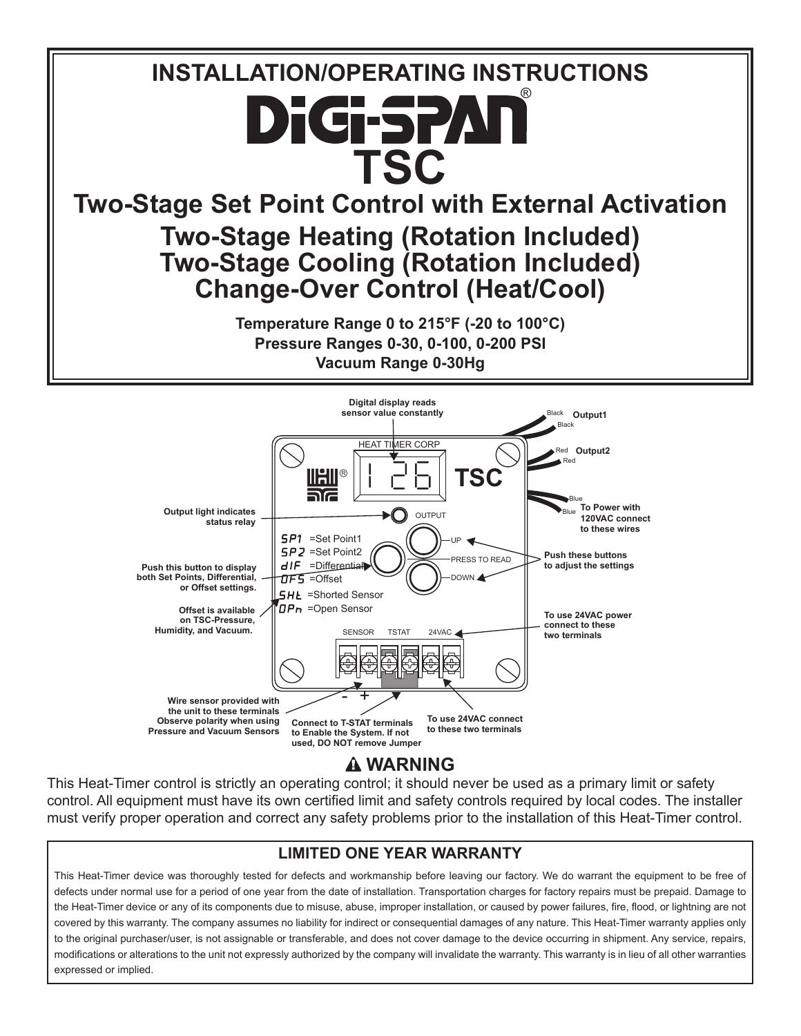# INSTALLATION/OPERATING INSTRUCTIONS

# DiGi-SPAN®

# TSC

## Two-Stage Set Point Control with External Activation

## Two-Stage Heating (Rotation Included)
## Two-Stage Cooling (Rotation Included)
## Change-Over Control (Heat/Cool)

**Temperature Range 0 to 215°F (-20 to 100°C)**
**Pressure Ranges 0-30, 0-100, 0-200 PSI**
**Vacuum Range 0-30Hg**

**Digital display reads sensor value constantly**

HEAT TIMER CORP

126

TSC

Black **Output1**
Black

Red **Output2**
Red

Blue
Blue **To Power with 120VAC connect to these wires**

**Output light indicates status relay**

OUTPUT

SP1 =Set Point1
SP2 =Set Point2
dIF =Differential
OFS =Offset
SHt =Shorted Sensor
OPn =Open Sensor

UP
PRESS TO READ
DOWN

**Push this button to display both Set Points, Differential, or Offset settings.**

**Offset is available on TSC-Pressure, Humidity, and Vacuum.**

**Push these buttons to adjust the settings**

**To use 24VAC power connect to these two terminals**

SENSOR TSTAT 24VAC

\- +

**Wire sensor provided with the unit to these terminals Observe polarity when using Pressure and Vacuum Sensors**

**Connect to T-STAT terminals to Enable the System. If not used, DO NOT remove Jumper**

**To use 24VAC connect to these two terminals**

## ⚠ WARNING

This Heat-Timer control is strictly an operating control; it should never be used as a primary limit or safety control. All equipment must have its own certified limit and safety controls required by local codes. The installer must verify proper operation and correct any safety problems prior to the installation of this Heat-Timer control.

### LIMITED ONE YEAR WARRANTY

This Heat-Timer device was thoroughly tested for defects and workmanship before leaving our factory. We do warrant the equipment to be free of defects under normal use for a period of one year from the date of installation. Transportation charges for factory repairs must be prepaid. Damage to the Heat-Timer device or any of its components due to misuse, abuse, improper installation, or caused by power failures, fire, flood, or lightning are not covered by this warranty. The company assumes no liability for indirect or consequential damages of any nature. This Heat-Timer warranty applies only to the original purchaser/user, is not assignable or transferable, and does not cover damage to the device occurring in shipment. Any service, repairs, modifications or alterations to the unit not expressly authorized by the company will invalidate the warranty. This warranty is in lieu of all other warranties expressed or implied.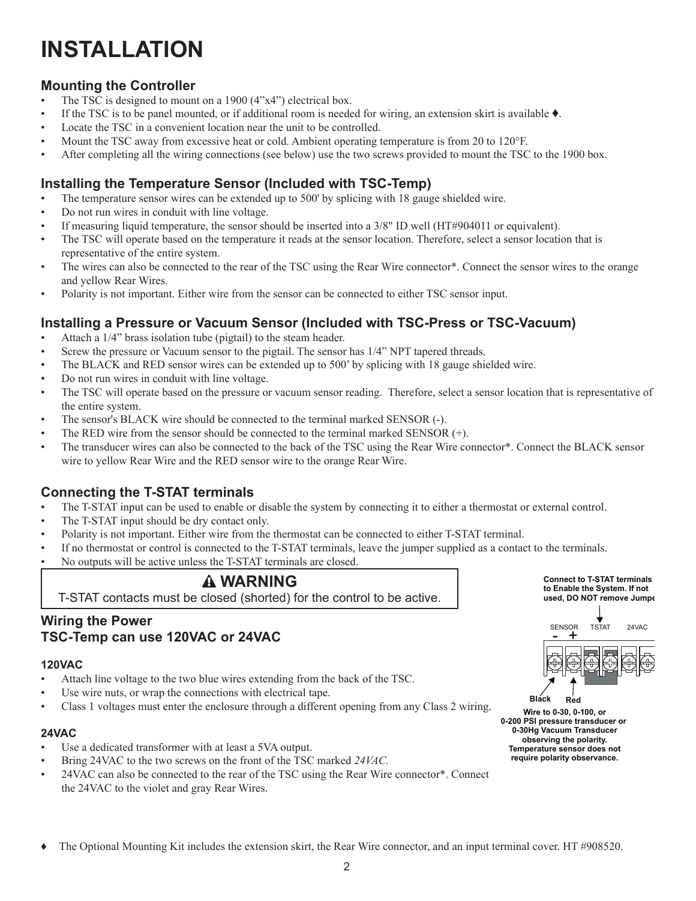# INSTALLATION

## Mounting the Controller

- The TSC is designed to mount on a 1900 (4"x4") electrical box.
- If the TSC is to be panel mounted, or if additional room is needed for wiring, an extension skirt is available ♦.
- Locate the TSC in a convenient location near the unit to be controlled.
- Mount the TSC away from excessive heat or cold. Ambient operating temperature is from 20 to 120°F.
- After completing all the wiring connections (see below) use the two screws provided to mount the TSC to the 1900 box.

## Installing the Temperature Sensor (Included with TSC-Temp)

- The temperature sensor wires can be extended up to 500' by splicing with 18 gauge shielded wire.
- Do not run wires in conduit with line voltage.
- If measuring liquid temperature, the sensor should be inserted into a 3/8" ID well (HT#904011 or equivalent).
- The TSC will operate based on the temperature it reads at the sensor location. Therefore, select a sensor location that is representative of the entire system.
- The wires can also be connected to the rear of the TSC using the Rear Wire connector*. Connect the sensor wires to the orange and yellow Rear Wires.
- Polarity is not important. Either wire from the sensor can be connected to either TSC sensor input.

## Installing a Pressure or Vacuum Sensor (Included with TSC-Press or TSC-Vacuum)

- Attach a 1/4" brass isolation tube (pigtail) to the steam header.
- Screw the pressure or Vacuum sensor to the pigtail. The sensor has 1/4" NPT tapered threads.
- The BLACK and RED sensor wires can be extended up to 500' by splicing with 18 gauge shielded wire.
- Do not run wires in conduit with line voltage.
- The TSC will operate based on the pressure or vacuum sensor reading. Therefore, select a sensor location that is representative of the entire system.
- The sensor's BLACK wire should be connected to the terminal marked SENSOR (-).
- The RED wire from the sensor should be connected to the terminal marked SENSOR (+).
- The transducer wires can also be connected to the back of the TSC using the Rear Wire connector*. Connect the BLACK sensor wire to yellow Rear Wire and the RED sensor wire to the orange Rear Wire.

## Connecting the T-STAT terminals

- The T-STAT input can be used to enable or disable the system by connecting it to either a thermostat or external control.
- The T-STAT input should be dry contact only.
- Polarity is not important. Either wire from the thermostat can be connected to either T-STAT terminal.
- If no thermostat or control is connected to the T-STAT terminals, leave the jumper supplied as a contact to the terminals.
- No outputs will be active unless the T-STAT terminals are closed.

> **⚠ WARNING**
> T-STAT contacts must be closed (shorted) for the control to be active.

**Connect to T-STAT terminals to Enable the System. If not used, DO NOT remove Jumpe**

SENSOR - + TSTAT 24VAC

Black Red

**Wire to 0-30, 0-100, or 0-200 PSI pressure transducer or 0-30Hg Vacuum Transducer observing the polarity. Temperature sensor does not require polarity observance.**

## Wiring the Power
## TSC-Temp can use 120VAC or 24VAC

### 120VAC

- Attach line voltage to the two blue wires extending from the back of the TSC.
- Use wire nuts, or wrap the connections with electrical tape.
- Class 1 voltages must enter the enclosure through a different opening from any Class 2 wiring.

### 24VAC

- Use a dedicated transformer with at least a 5VA output.
- Bring 24VAC to the two screws on the front of the TSC marked *24VAC.*
- 24VAC can also be connected to the rear of the TSC using the Rear Wire connector*. Connect the 24VAC to the violet and gray Rear Wires.

♦ The Optional Mounting Kit includes the extension skirt, the Rear Wire connector, and an input terminal cover. HT #908520.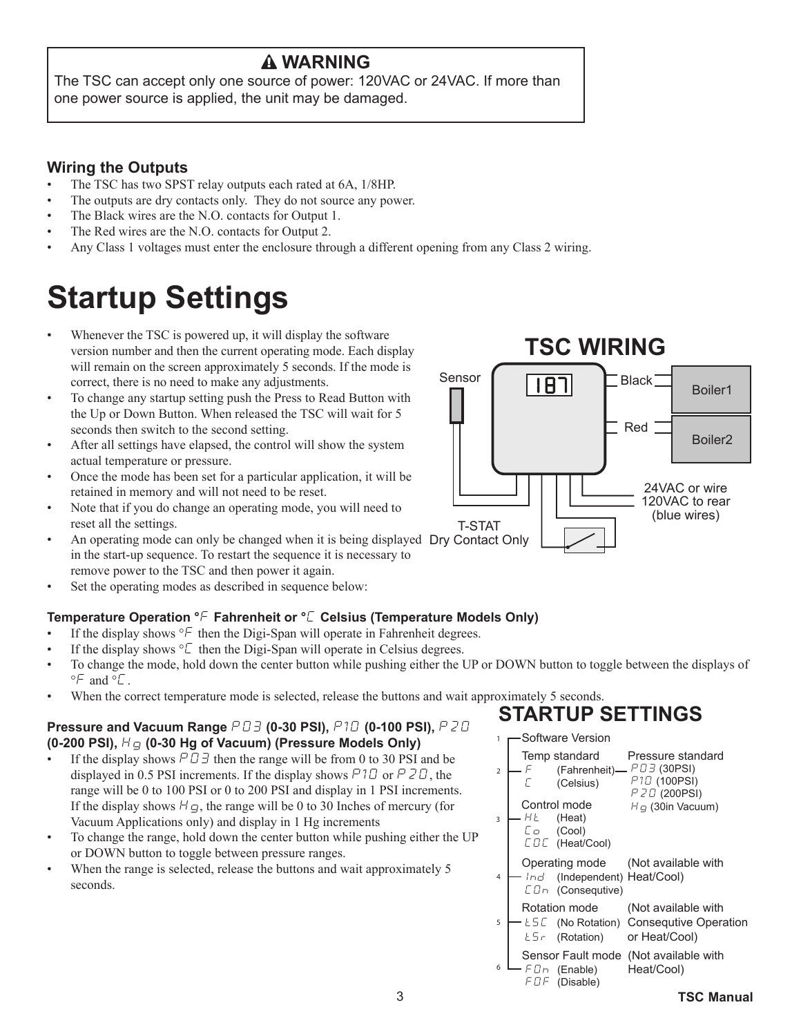**⚠ WARNING**

The TSC can accept only one source of power: 120VAC or 24VAC. If more than one power source is applied, the unit may be damaged.

### Wiring the Outputs

- The TSC has two SPST relay outputs each rated at 6A, 1/8HP.
- The outputs are dry contacts only. They do not source any power.
- The Black wires are the N.O. contacts for Output 1.
- The Red wires are the N.O. contacts for Output 2.
- Any Class 1 voltages must enter the enclosure through a different opening from any Class 2 wiring.

# Startup Settings

- Whenever the TSC is powered up, it will display the software version number and then the current operating mode. Each display will remain on the screen approximately 5 seconds. If the mode is correct, there is no need to make any adjustments.
- To change any startup setting push the Press to Read Button with the Up or Down Button. When released the TSC will wait for 5 seconds then switch to the second setting.
- After all settings have elapsed, the control will show the system actual temperature or pressure.
- Once the mode has been set for a particular application, it will be retained in memory and will not need to be reset.
- Note that if you do change an operating mode, you will need to reset all the settings.
- An operating mode can only be changed when it is being displayed in the start-up sequence. To restart the sequence it is necessary to remove power to the TSC and then power it again.
- Set the operating modes as described in sequence below:

**TSC WIRING**

Sensor | 187 | Black – Boiler1 | Red – Boiler2 | 24VAC or wire 120VAC to rear (blue wires) | T-STAT Dry Contact Only

#### Temperature Operation °F Fahrenheit or °C Celsius (Temperature Models Only)

- If the display shows °F then the Digi-Span will operate in Fahrenheit degrees.
- If the display shows °C then the Digi-Span will operate in Celsius degrees.
- To change the mode, hold down the center button while pushing either the UP or DOWN button to toggle between the displays of °F and °C.
- When the correct temperature mode is selected, release the buttons and wait approximately 5 seconds.

#### Pressure and Vacuum Range P03 (0-30 PSI), P10 (0-100 PSI), P20 (0-200 PSI), Hg (0-30 Hg of Vacuum) (Pressure Models Only)

- If the display shows P03 then the range will be from 0 to 30 PSI and be displayed in 0.5 PSI increments. If the display shows P10 or P20, the range will be 0 to 100 PSI or 0 to 200 PSI and display in 1 PSI increments. If the display shows Hg, the range will be 0 to 30 Inches of mercury (for Vacuum Applications only) and display in 1 Hg increments
- To change the range, hold down the center button while pushing either the UP or DOWN button to toggle between pressure ranges.
- When the range is selected, release the buttons and wait approximately 5 seconds.

## STARTUP SETTINGS

1. Software Version
2. Temp standard: F (Fahrenheit), C (Celsius) — Pressure standard: P03 (30PSI), P10 (100PSI), P20 (200PSI), Hg (30in Vacuum)
3. Control mode: Ht (Heat), Co (Cool), COC (Heat/Cool)
4. Operating mode: Ind (Independent), COn (Consequtive) — (Not available with Heat/Cool)
5. Rotation mode: tSC (No Rotation), tSr (Rotation) — (Not available with Consequtive Operation or Heat/Cool)
6. Sensor Fault mode: FOn (Enable), FOF (Disable) — (Not available with Heat/Cool)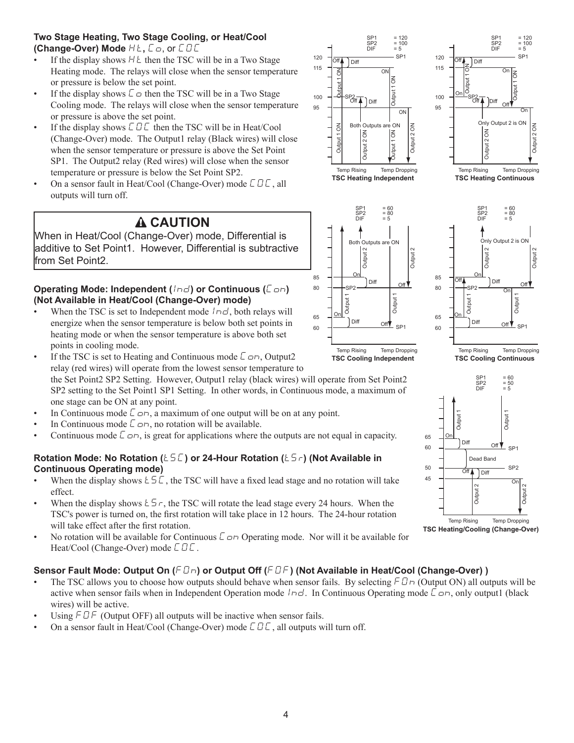### Two Stage Heating, Two Stage Cooling, or Heat/Cool (Change-Over) Mode HL, Co, or COC

- If the display shows HL then the TSC will be in a Two Stage Heating mode. The relays will close when the sensor temperature or pressure is below the set point.
- If the display shows Co then the TSC will be in a Two Stage Cooling mode. The relays will close when the sensor temperature or pressure is above the set point.
- If the display shows COC then the TSC will be in Heat/Cool (Change-Over) mode. The Output1 relay (Black wires) will close when the sensor temperature or pressure is above the Set Point SP1. The Output2 relay (Red wires) will close when the sensor temperature or pressure is below the Set Point SP2.
- On a sensor fault in Heat/Cool (Change-Over) mode COC, all outputs will turn off.

> **⚠ CAUTION**
> When in Heat/Cool (Change-Over) mode, Differential is additive to Set Point1. However, Differential is subtractive from Set Point2.

### Operating Mode: Independent (Ind) or Continuous (Con) (Not Available in Heat/Cool (Change-Over) mode)

- When the TSC is set to Independent mode Ind, both relays will energize when the sensor temperature is below both set points in heating mode or when the sensor temperature is above both set points in cooling mode.
- If the TSC is set to Heating and Continuous mode Con, Output2 relay (red wires) will operate from the lowest sensor temperature to the Set Point2 SP2 Setting. However, Output1 relay (black wires) will operate from Set Point2 SP2 setting to the Set Point1 SP1 Setting. In other words, in Continuous mode, a maximum of one stage can be ON at any point.
- In Continuous mode Con, a maximum of one output will be on at any point.
- In Continuous mode Con, no rotation will be available.
- Continuous mode Con, is great for applications where the outputs are not equal in capacity.

TSC Heating Independent (SP1 = 120, SP2 = 100, DIF = 5)

TSC Heating Continuous (SP1 = 120, SP2 = 100, DIF = 5)

TSC Cooling Independent (SP1 = 60, SP2 = 80, DIF = 5)

TSC Cooling Continuous (SP1 = 60, SP2 = 80, DIF = 5)

TSC Heating/Cooling (Change-Over) (SP1 = 60, SP2 = 50, DIF = 5)

### Rotation Mode: No Rotation (LSC) or 24-Hour Rotation (LSr) (Not Available in Continuous Operating mode)

- When the display shows LSC, the TSC will have a fixed lead stage and no rotation will take effect.
- When the display shows LSr, the TSC will rotate the lead stage every 24 hours. When the TSC's power is turned on, the first rotation will take place in 12 hours. The 24-hour rotation will take effect after the first rotation.
- No rotation will be available for Continuous Con Operating mode. Nor will it be available for Heat/Cool (Change-Over) mode COC.

### Sensor Fault Mode: Output On (FOn) or Output Off (FOF) (Not Available in Heat/Cool (Change-Over) )

- The TSC allows you to choose how outputs should behave when sensor fails. By selecting FOn (Output ON) all outputs will be active when sensor fails when in Independent Operation mode Ind. In Continuous Operating mode Con, only output1 (black wires) will be active.
- Using FOF (Output OFF) all outputs will be inactive when sensor fails.
- On a sensor fault in Heat/Cool (Change-Over) mode COC, all outputs will turn off.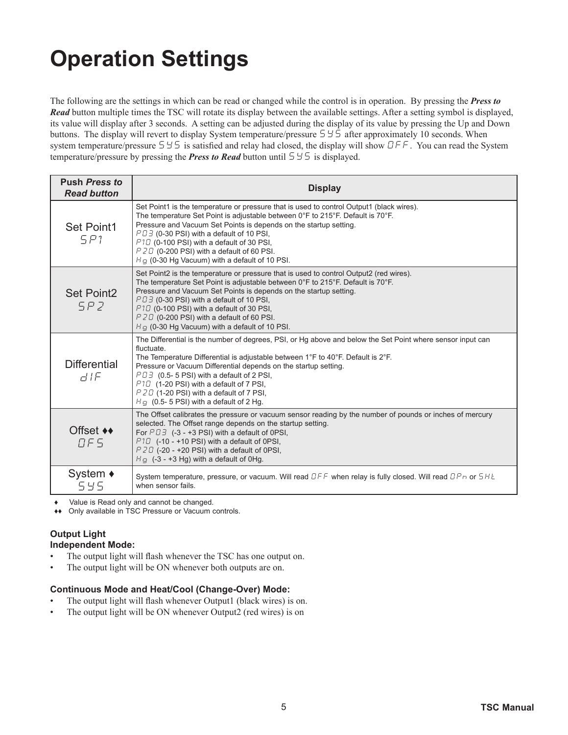# Operation Settings

The following are the settings in which can be read or changed while the control is in operation. By pressing the ***Press to Read*** button multiple times the TSC will rotate its display between the available settings. After a setting symbol is displayed, its value will display after 3 seconds. A setting can be adjusted during the display of its value by pressing the Up and Down buttons. The display will revert to display System temperature/pressure SYS after approximately 10 seconds. When system temperature/pressure SYS is satisfied and relay had closed, the display will show OFF. You can read the System temperature/pressure by pressing the ***Press to Read*** button until SYS is displayed.

| Push *Press to Read button* | Display |
|---|---|
| Set Point1<br>SP1 | Set Point1 is the temperature or pressure that is used to control Output1 (black wires).<br>The temperature Set Point is adjustable between 0°F to 215°F. Default is 70°F.<br>Pressure and Vacuum Set Points is depends on the startup setting.<br>P03 (0-30 PSI) with a default of 10 PSI,<br>P10 (0-100 PSI) with a default of 30 PSI,<br>P20 (0-200 PSI) with a default of 60 PSI.<br>Hg (0-30 Hg Vacuum) with a default of 10 PSI. |
| Set Point2<br>SP2 | Set Point2 is the temperature or pressure that is used to control Output2 (red wires).<br>The temperature Set Point is adjustable between 0°F to 215°F. Default is 70°F.<br>Pressure and Vacuum Set Points is depends on the startup setting.<br>P03 (0-30 PSI) with a default of 10 PSI,<br>P10 (0-100 PSI) with a default of 30 PSI,<br>P20 (0-200 PSI) with a default of 60 PSI.<br>Hg (0-30 Hg Vacuum) with a default of 10 PSI. |
| Differential<br>dIF | The Differential is the number of degrees, PSI, or Hg above and below the Set Point where sensor input can fluctuate.<br>The Temperature Differential is adjustable between 1°F to 40°F. Default is 2°F.<br>Pressure or Vacuum Differential depends on the startup setting.<br>P03 (0.5- 5 PSI) with a default of 2 PSI,<br>P10 (1-20 PSI) with a default of 7 PSI,<br>P20 (1-20 PSI) with a default of 7 PSI,<br>Hg (0.5- 5 PSI) with a default of 2 Hg. |
| Offset ♦♦<br>OFS | The Offset calibrates the pressure or vacuum sensor reading by the number of pounds or inches of mercury selected. The Offset range depends on the startup setting.<br>For P03 (-3 - +3 PSI) with a default of 0PSI,<br>P10 (-10 - +10 PSI) with a default of 0PSI,<br>P20 (-20 - +20 PSI) with a default of 0PSI,<br>Hg (-3 - +3 Hg) with a default of 0Hg. |
| System ♦<br>SYS | System temperature, pressure, or vacuum. Will read OFF when relay is fully closed. Will read OPn or SHt when sensor fails. |

♦ Value is Read only and cannot be changed.

♦♦ Only available in TSC Pressure or Vacuum controls.

**Output Light**

**Independent Mode:**

- The output light will flash whenever the TSC has one output on.
- The output light will be ON whenever both outputs are on.

**Continuous Mode and Heat/Cool (Change-Over) Mode:**

- The output light will flash whenever Output1 (black wires) is on.
- The output light will be ON whenever Output2 (red wires) is on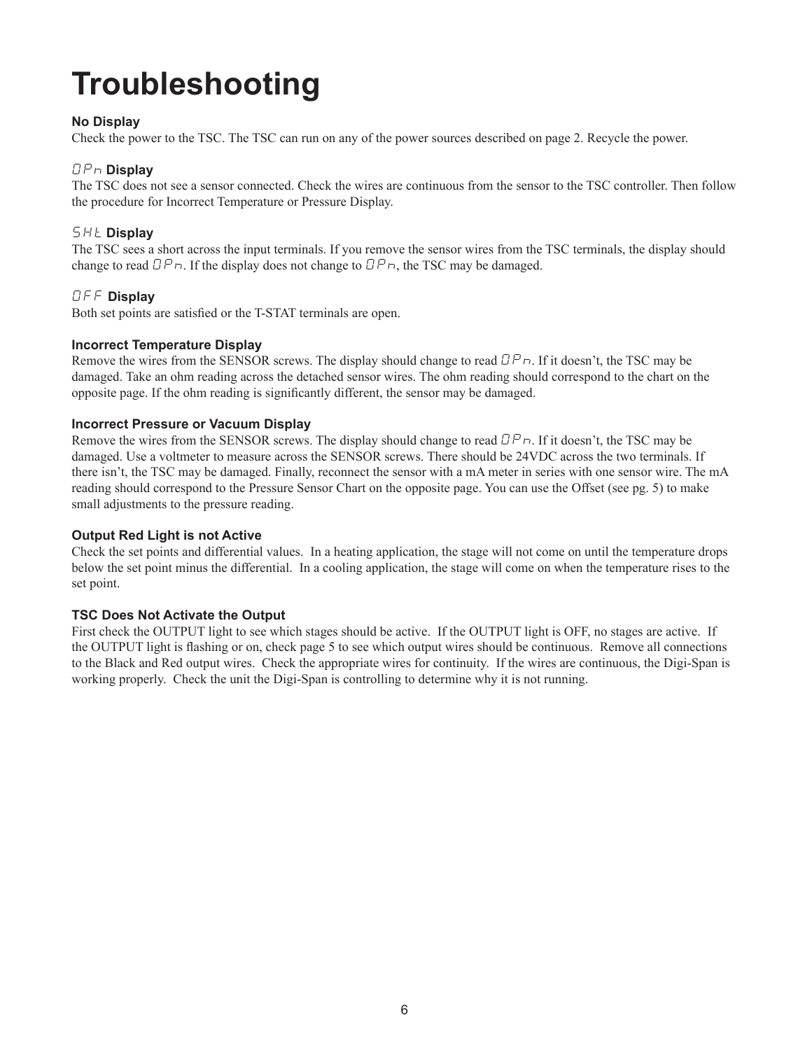# Troubleshooting

### No Display

Check the power to the TSC. The TSC can run on any of the power sources described on page 2. Recycle the power.

### OPn Display

The TSC does not see a sensor connected. Check the wires are continuous from the sensor to the TSC controller. Then follow the procedure for Incorrect Temperature or Pressure Display.

### SHt Display

The TSC sees a short across the input terminals. If you remove the sensor wires from the TSC terminals, the display should change to read OPn. If the display does not change to OPn, the TSC may be damaged.

### OFF Display

Both set points are satisfied or the T-STAT terminals are open.

### Incorrect Temperature Display

Remove the wires from the SENSOR screws. The display should change to read OPn. If it doesn't, the TSC may be damaged. Take an ohm reading across the detached sensor wires. The ohm reading should correspond to the chart on the opposite page. If the ohm reading is significantly different, the sensor may be damaged.

### Incorrect Pressure or Vacuum Display

Remove the wires from the SENSOR screws. The display should change to read OPn. If it doesn't, the TSC may be damaged. Use a voltmeter to measure across the SENSOR screws. There should be 24VDC across the two terminals. If there isn't, the TSC may be damaged. Finally, reconnect the sensor with a mA meter in series with one sensor wire. The mA reading should correspond to the Pressure Sensor Chart on the opposite page. You can use the Offset (see pg. 5) to make small adjustments to the pressure reading.

### Output Red Light is not Active

Check the set points and differential values. In a heating application, the stage will not come on until the temperature drops below the set point minus the differential. In a cooling application, the stage will come on when the temperature rises to the set point.

### TSC Does Not Activate the Output

First check the OUTPUT light to see which stages should be active. If the OUTPUT light is OFF, no stages are active. If the OUTPUT light is flashing or on, check page 5 to see which output wires should be continuous. Remove all connections to the Black and Red output wires. Check the appropriate wires for continuity. If the wires are continuous, the Digi-Span is working properly. Check the unit the Digi-Span is controlling to determine why it is not running.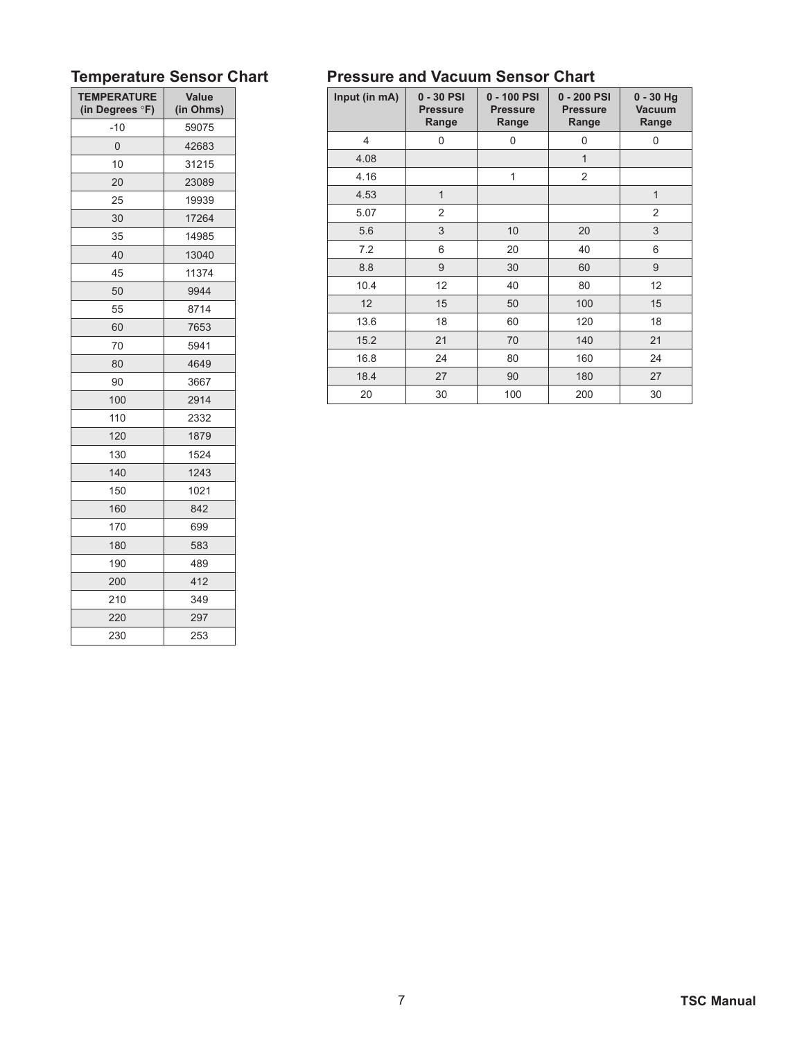## Temperature Sensor Chart

| TEMPERATURE (in Degrees °F) | Value (in Ohms) |
|---|---|
| -10 | 59075 |
| 0 | 42683 |
| 10 | 31215 |
| 20 | 23089 |
| 25 | 19939 |
| 30 | 17264 |
| 35 | 14985 |
| 40 | 13040 |
| 45 | 11374 |
| 50 | 9944 |
| 55 | 8714 |
| 60 | 7653 |
| 70 | 5941 |
| 80 | 4649 |
| 90 | 3667 |
| 100 | 2914 |
| 110 | 2332 |
| 120 | 1879 |
| 130 | 1524 |
| 140 | 1243 |
| 150 | 1021 |
| 160 | 842 |
| 170 | 699 |
| 180 | 583 |
| 190 | 489 |
| 200 | 412 |
| 210 | 349 |
| 220 | 297 |
| 230 | 253 |

## Pressure and Vacuum Sensor Chart

| Input (in mA) | 0 - 30 PSI Pressure Range | 0 - 100 PSI Pressure Range | 0 - 200 PSI Pressure Range | 0 - 30 Hg Vacuum Range |
|---|---|---|---|---|
| 4 | 0 | 0 | 0 | 0 |
| 4.08 | | | 1 | |
| 4.16 | | 1 | 2 | |
| 4.53 | 1 | | | 1 |
| 5.07 | 2 | | | 2 |
| 5.6 | 3 | 10 | 20 | 3 |
| 7.2 | 6 | 20 | 40 | 6 |
| 8.8 | 9 | 30 | 60 | 9 |
| 10.4 | 12 | 40 | 80 | 12 |
| 12 | 15 | 50 | 100 | 15 |
| 13.6 | 18 | 60 | 120 | 18 |
| 15.2 | 21 | 70 | 140 | 21 |
| 16.8 | 24 | 80 | 160 | 24 |
| 18.4 | 27 | 90 | 180 | 27 |
| 20 | 30 | 100 | 200 | 30 |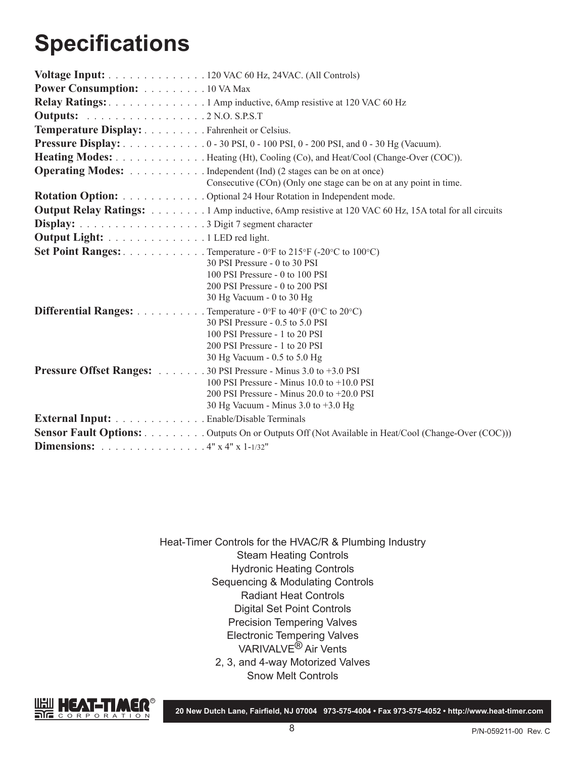# Specifications

**Voltage Input:** . . . . . . . . . . . . . . 120 VAC 60 Hz, 24VAC. (All Controls)

**Power Consumption:** . . . . . . . . . 10 VA Max

**Relay Ratings:** . . . . . . . . . . . . . . 1 Amp inductive, 6Amp resistive at 120 VAC 60 Hz

**Outputs:** . . . . . . . . . . . . . . . . . 2 N.O. S.P.S.T

**Temperature Display:** . . . . . . . . . Fahrenheit or Celsius.

**Pressure Display:** . . . . . . . . . . . . 0 - 30 PSI, 0 - 100 PSI, 0 - 200 PSI, and 0 - 30 Hg (Vacuum).

**Heating Modes:** . . . . . . . . . . . . . Heating (Ht), Cooling (Co), and Heat/Cool (Change-Over (COC)).

**Operating Modes:** . . . . . . . . . . . Independent (Ind) (2 stages can be on at once)
Consecutive (COn) (Only one stage can be on at any point in time.

**Rotation Option:** . . . . . . . . . . . . Optional 24 Hour Rotation in Independent mode.

**Output Relay Ratings:** . . . . . . . . 1 Amp inductive, 6Amp resistive at 120 VAC 60 Hz, 15A total for all circuits

**Display:** . . . . . . . . . . . . . . . . . . 3 Digit 7 segment character

**Output Light:** . . . . . . . . . . . . . . 1 LED red light.

**Set Point Ranges:** . . . . . . . . . . . . Temperature - 0°F to 215°F (-20°C to 100°C)
30 PSI Pressure - 0 to 30 PSI
100 PSI Pressure - 0 to 100 PSI
200 PSI Pressure - 0 to 200 PSI
30 Hg Vacuum - 0 to 30 Hg

**Differential Ranges:** . . . . . . . . . . Temperature - 0°F to 40°F (0°C to 20°C)
30 PSI Pressure - 0.5 to 5.0 PSI
100 PSI Pressure - 1 to 20 PSI
200 PSI Pressure - 1 to 20 PSI
30 Hg Vacuum - 0.5 to 5.0 Hg

**Pressure Offset Ranges:** . . . . . . . 30 PSI Pressure - Minus 3.0 to +3.0 PSI
100 PSI Pressure - Minus 10.0 to +10.0 PSI
200 PSI Pressure - Minus 20.0 to +20.0 PSI
30 Hg Vacuum - Minus 3.0 to +3.0 Hg

**External Input:** . . . . . . . . . . . . . Enable/Disable Terminals

**Sensor Fault Options:** . . . . . . . . . Outputs On or Outputs Off (Not Available in Heat/Cool (Change-Over (COC)))

**Dimensions:** . . . . . . . . . . . . . . . 4" x 4" x 1-1/32"

Heat-Timer Controls for the HVAC/R & Plumbing Industry
Steam Heating Controls
Hydronic Heating Controls
Sequencing & Modulating Controls
Radiant Heat Controls
Digital Set Point Controls
Precision Tempering Valves
Electronic Tempering Valves
VARIVALVE® Air Vents
2, 3, and 4-way Motorized Valves
Snow Melt Controls

HEAT-TIMER® CORPORATION

20 New Dutch Lane, Fairfield, NJ 07004 973-575-4004 • Fax 973-575-4052 • http://www.heat-timer.com

P/N-059211-00 Rev. C